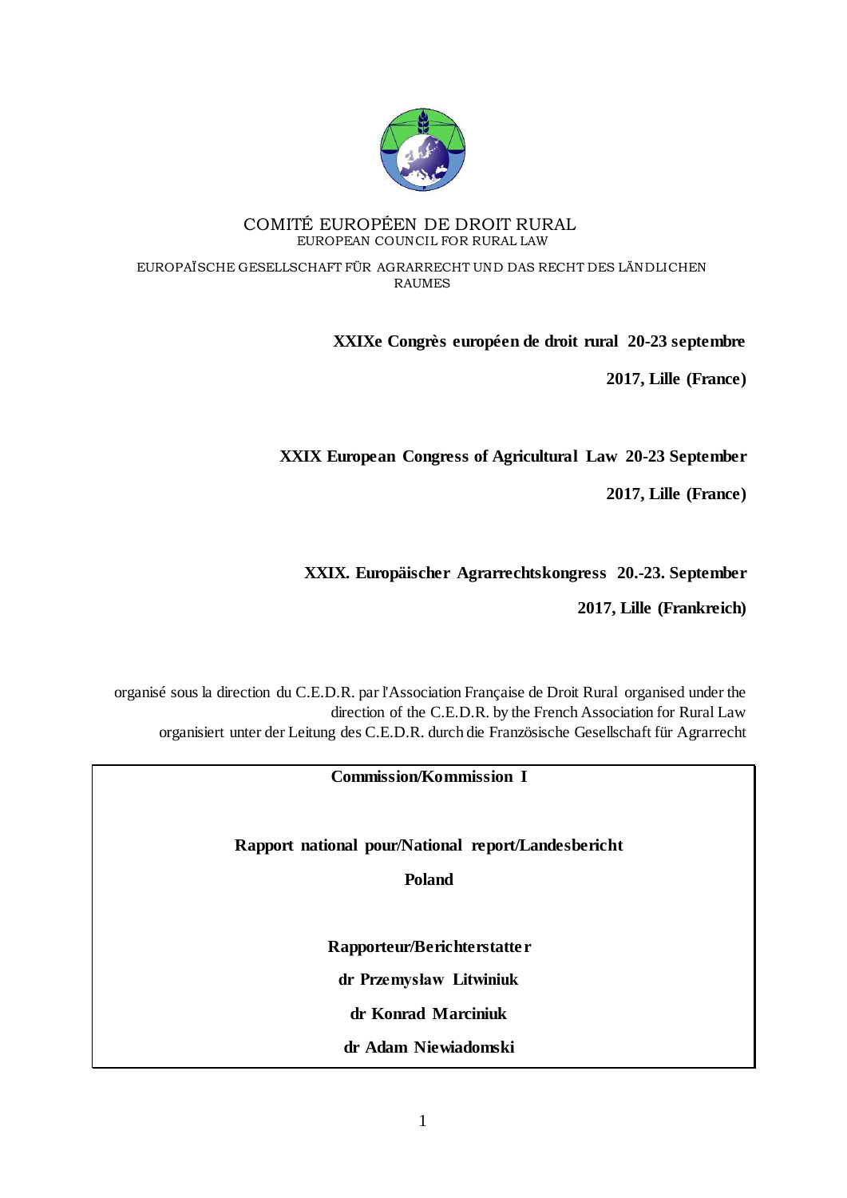COMITÉ EUROPÉEN DE DROIT RURAL
EUROPEAN COUNCIL FOR RURAL LAW

EUROPAÏSCHE GESELLSCHAFT FÜR AGRARRECHT UND DAS RECHT DES LÄNDLICHEN RAUMES

**XXIXe Congrès européen de droit rural 20-23 septembre 2017, Lille (France)**

**XXIX European Congress of Agricultural Law 20-23 September 2017, Lille (France)**

**XXIX. Europäischer Agrarrechtskongress 20.-23. September 2017, Lille (Frankreich)**

organisé sous la direction du C.E.D.R. par l'Association Française de Droit Rural organised under the direction of the C.E.D.R. by the French Association for Rural Law
organisiert unter der Leitung des C.E.D.R. durch die Französische Gesellschaft für Agrarrecht

**Commission/Kommission I**

**Rapport national pour/National report/Landesbericht**

**Poland**

**Rapporteur/Berichterstatter**

**dr Przemysław Litwiniuk**

**dr Konrad Marciniuk**

**dr Adam Niewiadomski**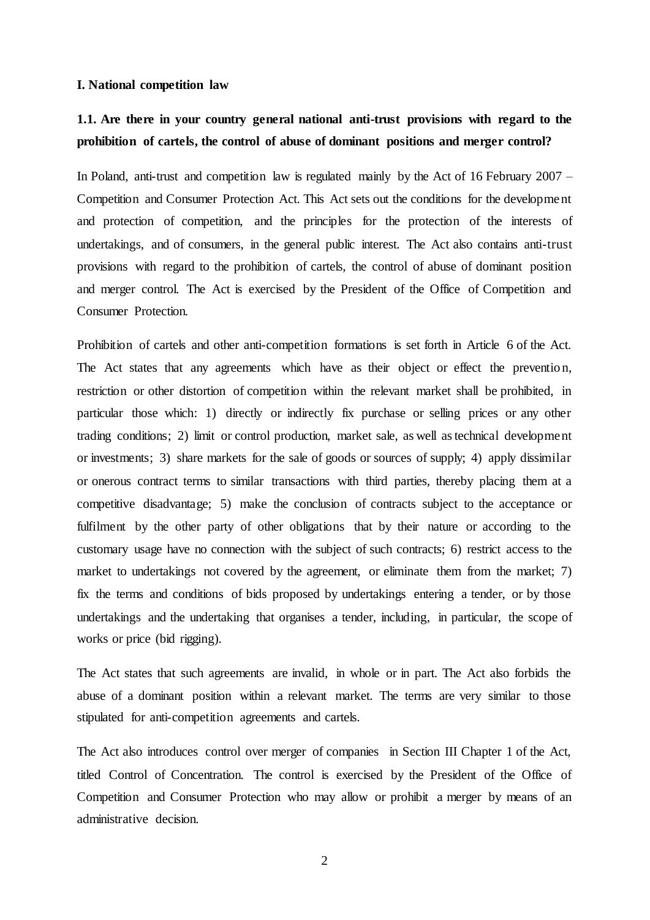### I. National competition law

### 1.1. Are there in your country general national anti-trust provisions with regard to the prohibition of cartels, the control of abuse of dominant positions and merger control?

In Poland, anti-trust and competition law is regulated mainly by the Act of 16 February 2007 – Competition and Consumer Protection Act. This Act sets out the conditions for the development and protection of competition, and the principles for the protection of the interests of undertakings, and of consumers, in the general public interest. The Act also contains anti-trust provisions with regard to the prohibition of cartels, the control of abuse of dominant position and merger control. The Act is exercised by the President of the Office of Competition and Consumer Protection.

Prohibition of cartels and other anti-competition formations is set forth in Article 6 of the Act. The Act states that any agreements which have as their object or effect the prevention, restriction or other distortion of competition within the relevant market shall be prohibited, in particular those which: 1) directly or indirectly fix purchase or selling prices or any other trading conditions; 2) limit or control production, market sale, as well as technical development or investments; 3) share markets for the sale of goods or sources of supply; 4) apply dissimilar or onerous contract terms to similar transactions with third parties, thereby placing them at a competitive disadvantage; 5) make the conclusion of contracts subject to the acceptance or fulfilment by the other party of other obligations that by their nature or according to the customary usage have no connection with the subject of such contracts; 6) restrict access to the market to undertakings not covered by the agreement, or eliminate them from the market; 7) fix the terms and conditions of bids proposed by undertakings entering a tender, or by those undertakings and the undertaking that organises a tender, including, in particular, the scope of works or price (bid rigging).

The Act states that such agreements are invalid, in whole or in part. The Act also forbids the abuse of a dominant position within a relevant market. The terms are very similar to those stipulated for anti-competition agreements and cartels.

The Act also introduces control over merger of companies in Section III Chapter 1 of the Act, titled Control of Concentration. The control is exercised by the President of the Office of Competition and Consumer Protection who may allow or prohibit a merger by means of an administrative decision.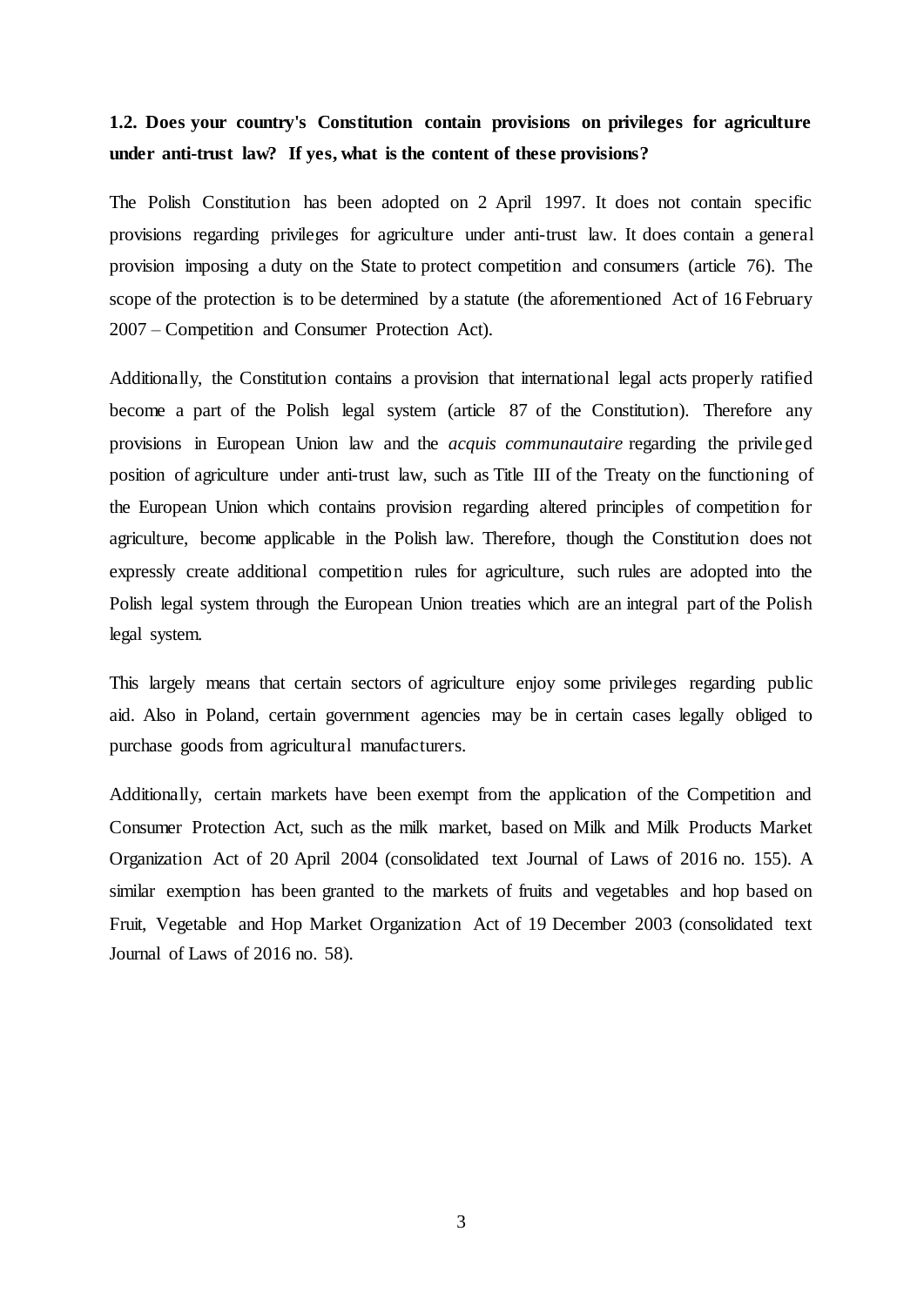**1.2. Does your country's Constitution contain provisions on privileges for agriculture under anti-trust law? If yes, what is the content of these provisions?**

The Polish Constitution has been adopted on 2 April 1997. It does not contain specific provisions regarding privileges for agriculture under anti-trust law. It does contain a general provision imposing a duty on the State to protect competition and consumers (article 76). The scope of the protection is to be determined by a statute (the aforementioned Act of 16 February 2007 – Competition and Consumer Protection Act).

Additionally, the Constitution contains a provision that international legal acts properly ratified become a part of the Polish legal system (article 87 of the Constitution). Therefore any provisions in European Union law and the *acquis communautaire* regarding the privileged position of agriculture under anti-trust law, such as Title III of the Treaty on the functioning of the European Union which contains provision regarding altered principles of competition for agriculture, become applicable in the Polish law. Therefore, though the Constitution does not expressly create additional competition rules for agriculture, such rules are adopted into the Polish legal system through the European Union treaties which are an integral part of the Polish legal system.

This largely means that certain sectors of agriculture enjoy some privileges regarding public aid. Also in Poland, certain government agencies may be in certain cases legally obliged to purchase goods from agricultural manufacturers.

Additionally, certain markets have been exempt from the application of the Competition and Consumer Protection Act, such as the milk market, based on Milk and Milk Products Market Organization Act of 20 April 2004 (consolidated text Journal of Laws of 2016 no. 155). A similar exemption has been granted to the markets of fruits and vegetables and hop based on Fruit, Vegetable and Hop Market Organization Act of 19 December 2003 (consolidated text Journal of Laws of 2016 no. 58).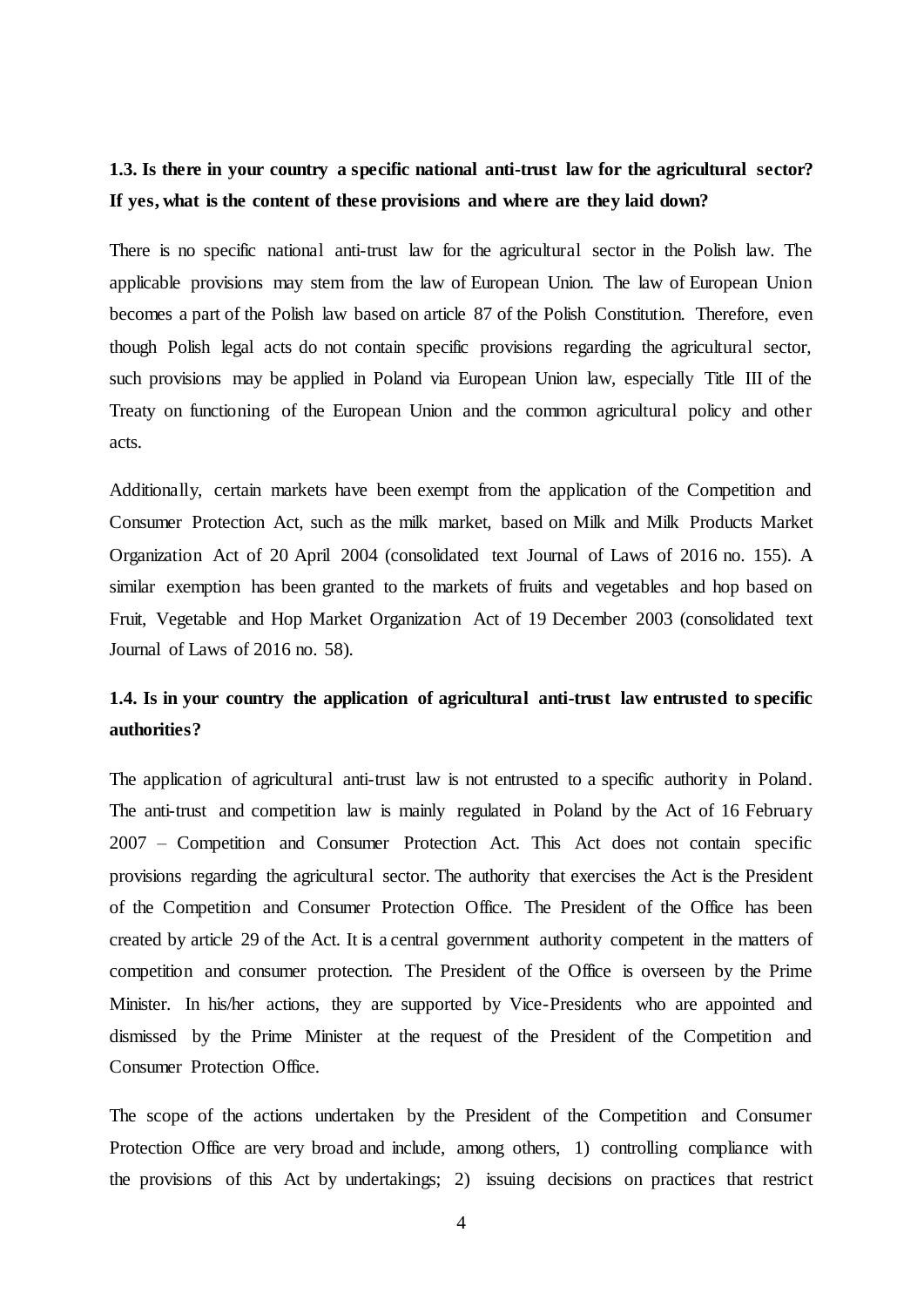**1.3. Is there in your country a specific national anti-trust law for the agricultural sector? If yes, what is the content of these provisions and where are they laid down?**

There is no specific national anti-trust law for the agricultural sector in the Polish law. The applicable provisions may stem from the law of European Union. The law of European Union becomes a part of the Polish law based on article 87 of the Polish Constitution. Therefore, even though Polish legal acts do not contain specific provisions regarding the agricultural sector, such provisions may be applied in Poland via European Union law, especially Title III of the Treaty on functioning of the European Union and the common agricultural policy and other acts.

Additionally, certain markets have been exempt from the application of the Competition and Consumer Protection Act, such as the milk market, based on Milk and Milk Products Market Organization Act of 20 April 2004 (consolidated text Journal of Laws of 2016 no. 155). A similar exemption has been granted to the markets of fruits and vegetables and hop based on Fruit, Vegetable and Hop Market Organization Act of 19 December 2003 (consolidated text Journal of Laws of 2016 no. 58).

**1.4. Is in your country the application of agricultural anti-trust law entrusted to specific authorities?**

The application of agricultural anti-trust law is not entrusted to a specific authority in Poland. The anti-trust and competition law is mainly regulated in Poland by the Act of 16 February 2007 – Competition and Consumer Protection Act. This Act does not contain specific provisions regarding the agricultural sector. The authority that exercises the Act is the President of the Competition and Consumer Protection Office. The President of the Office has been created by article 29 of the Act. It is a central government authority competent in the matters of competition and consumer protection. The President of the Office is overseen by the Prime Minister. In his/her actions, they are supported by Vice-Presidents who are appointed and dismissed by the Prime Minister at the request of the President of the Competition and Consumer Protection Office.

The scope of the actions undertaken by the President of the Competition and Consumer Protection Office are very broad and include, among others, 1) controlling compliance with the provisions of this Act by undertakings; 2) issuing decisions on practices that restrict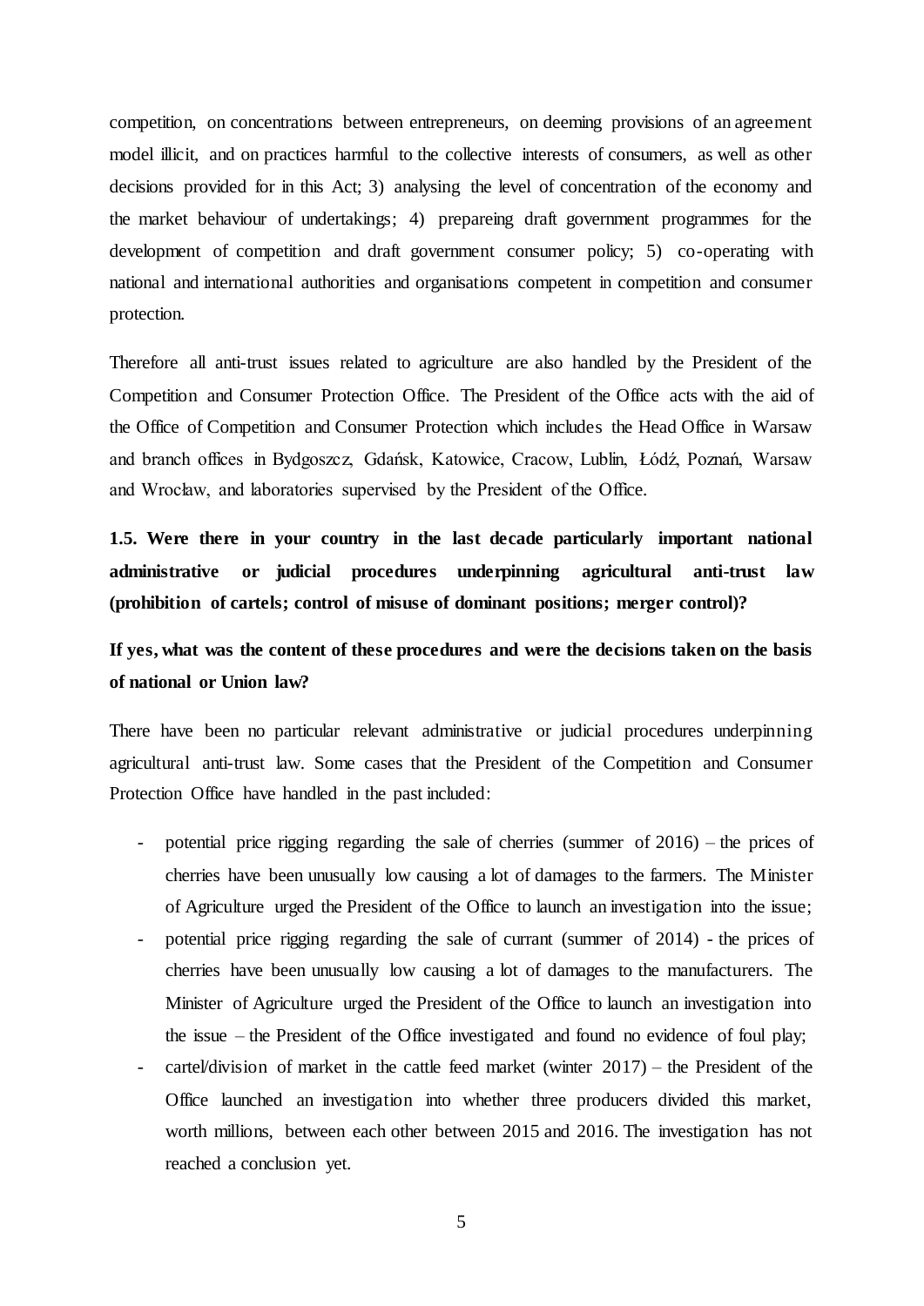competition, on concentrations between entrepreneurs, on deeming provisions of an agreement model illicit, and on practices harmful to the collective interests of consumers, as well as other decisions provided for in this Act; 3) analysing the level of concentration of the economy and the market behaviour of undertakings; 4) prepareing draft government programmes for the development of competition and draft government consumer policy; 5) co-operating with national and international authorities and organisations competent in competition and consumer protection.

Therefore all anti-trust issues related to agriculture are also handled by the President of the Competition and Consumer Protection Office. The President of the Office acts with the aid of the Office of Competition and Consumer Protection which includes the Head Office in Warsaw and branch offices in Bydgoszcz, Gdańsk, Katowice, Cracow, Lublin, Łódź, Poznań, Warsaw and Wrocław, and laboratories supervised by the President of the Office.

**1.5. Were there in your country in the last decade particularly important national administrative or judicial procedures underpinning agricultural anti-trust law (prohibition of cartels; control of misuse of dominant positions; merger control)?**

**If yes, what was the content of these procedures and were the decisions taken on the basis of national or Union law?**

There have been no particular relevant administrative or judicial procedures underpinning agricultural anti-trust law. Some cases that the President of the Competition and Consumer Protection Office have handled in the past included:

- potential price rigging regarding the sale of cherries (summer of 2016) – the prices of cherries have been unusually low causing a lot of damages to the farmers. The Minister of Agriculture urged the President of the Office to launch an investigation into the issue;
- potential price rigging regarding the sale of currant (summer of 2014) - the prices of cherries have been unusually low causing a lot of damages to the manufacturers. The Minister of Agriculture urged the President of the Office to launch an investigation into the issue – the President of the Office investigated and found no evidence of foul play;
- cartel/division of market in the cattle feed market (winter 2017) – the President of the Office launched an investigation into whether three producers divided this market, worth millions, between each other between 2015 and 2016. The investigation has not reached a conclusion yet.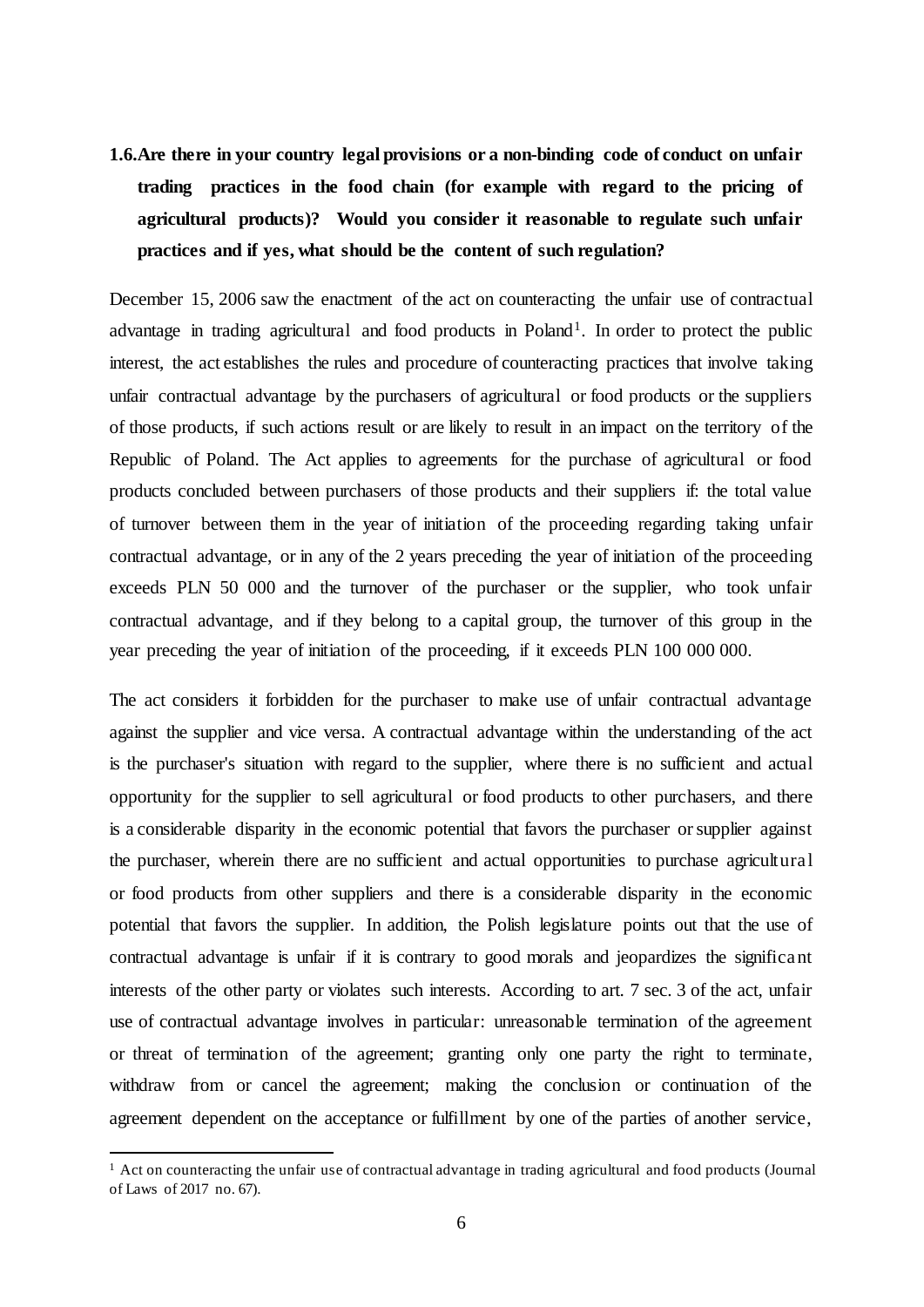**1.6. Are there in your country legal provisions or a non-binding code of conduct on unfair trading practices in the food chain (for example with regard to the pricing of agricultural products)? Would you consider it reasonable to regulate such unfair practices and if yes, what should be the content of such regulation?**

December 15, 2006 saw the enactment of the act on counteracting the unfair use of contractual advantage in trading agricultural and food products in Poland[1]. In order to protect the public interest, the act establishes the rules and procedure of counteracting practices that involve taking unfair contractual advantage by the purchasers of agricultural or food products or the suppliers of those products, if such actions result or are likely to result in an impact on the territory of the Republic of Poland. The Act applies to agreements for the purchase of agricultural or food products concluded between purchasers of those products and their suppliers if: the total value of turnover between them in the year of initiation of the proceeding regarding taking unfair contractual advantage, or in any of the 2 years preceding the year of initiation of the proceeding exceeds PLN 50 000 and the turnover of the purchaser or the supplier, who took unfair contractual advantage, and if they belong to a capital group, the turnover of this group in the year preceding the year of initiation of the proceeding, if it exceeds PLN 100 000 000.

The act considers it forbidden for the purchaser to make use of unfair contractual advantage against the supplier and vice versa. A contractual advantage within the understanding of the act is the purchaser's situation with regard to the supplier, where there is no sufficient and actual opportunity for the supplier to sell agricultural or food products to other purchasers, and there is a considerable disparity in the economic potential that favors the purchaser or supplier against the purchaser, wherein there are no sufficient and actual opportunities to purchase agricultural or food products from other suppliers and there is a considerable disparity in the economic potential that favors the supplier. In addition, the Polish legislature points out that the use of contractual advantage is unfair if it is contrary to good morals and jeopardizes the significant interests of the other party or violates such interests. According to art. 7 sec. 3 of the act, unfair use of contractual advantage involves in particular: unreasonable termination of the agreement or threat of termination of the agreement; granting only one party the right to terminate, withdraw from or cancel the agreement; making the conclusion or continuation of the agreement dependent on the acceptance or fulfillment by one of the parties of another service,

[1] Act on counteracting the unfair use of contractual advantage in trading agricultural and food products (Journal of Laws of 2017 no. 67).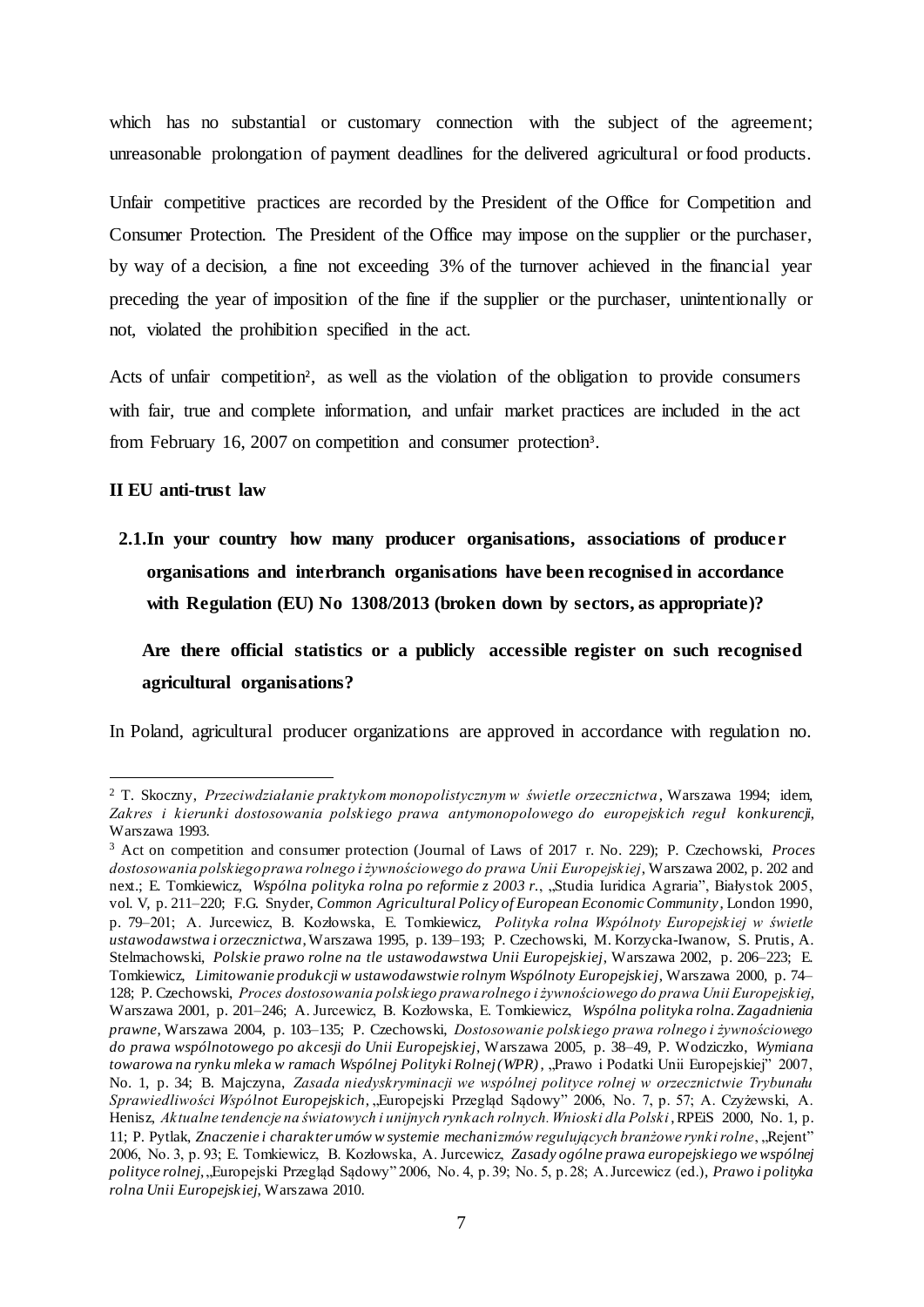which has no substantial or customary connection with the subject of the agreement; unreasonable prolongation of payment deadlines for the delivered agricultural or food products.

Unfair competitive practices are recorded by the President of the Office for Competition and Consumer Protection. The President of the Office may impose on the supplier or the purchaser, by way of a decision, a fine not exceeding 3% of the turnover achieved in the financial year preceding the year of imposition of the fine if the supplier or the purchaser, unintentionally or not, violated the prohibition specified in the act.

Acts of unfair competition[2], as well as the violation of the obligation to provide consumers with fair, true and complete information, and unfair market practices are included in the act from February 16, 2007 on competition and consumer protection[3].

## II EU anti-trust law

**2.1. In your country how many producer organisations, associations of producer organisations and interbranch organisations have been recognised in accordance with Regulation (EU) No 1308/2013 (broken down by sectors, as appropriate)?**

**Are there official statistics or a publicly accessible register on such recognised agricultural organisations?**

In Poland, agricultural producer organizations are approved in accordance with regulation no.

---

[2] T. Skoczny, *Przeciwdziałanie praktykom monopolistycznym w świetle orzecznictwa*, Warszawa 1994; idem, *Zakres i kierunki dostosowania polskiego prawa antymonopolowego do europejskich reguł konkurencji*, Warszawa 1993.

[3] Act on competition and consumer protection (Journal of Laws of 2017 r. No. 229); P. Czechowski, *Proces dostosowania polskiego prawa rolnego i żywnościowego do prawa Unii Europejskiej*, Warszawa 2002, p. 202 and next.; E. Tomkiewicz, *Wspólna polityka rolna po reformie z 2003 r.*, „Studia Iuridica Agraria", Białystok 2005, vol. V, p. 211–220; F.G. Snyder, *Common Agricultural Policy of European Economic Community*, London 1990, p. 79–201; A. Jurcewicz, B. Kozłowska, E. Tomkiewicz, *Polityka rolna Wspólnoty Europejskiej w świetle ustawodawstwa i orzecznictwa*, Warszawa 1995, p. 139–193; P. Czechowski, M. Korzycka-Iwanow, S. Prutis, A. Stelmachowski, *Polskie prawo rolne na tle ustawodawstwa Unii Europejskiej*, Warszawa 2002, p. 206–223; E. Tomkiewicz, *Limitowanie produkcji w ustawodawstwie rolnym Wspólnoty Europejskiej*, Warszawa 2000, p. 74–128; P. Czechowski, *Proces dostosowania polskiego prawa rolnego i żywnościowego do prawa Unii Europejskiej*, Warszawa 2001, p. 201–246; A. Jurcewicz, B. Kozłowska, E. Tomkiewicz, *Wspólna polityka rolna. Zagadnienia prawne*, Warszawa 2004, p. 103–135; P. Czechowski, *Dostosowanie polskiego prawa rolnego i żywnościowego do prawa wspólnotowego po akcesji do Unii Europejskiej*, Warszawa 2005, p. 38–49, P. Wodziczko, *Wymiana towarowa na rynku mleka w ramach Wspólnej Polityki Rolnej (WPR)*, „Prawo i Podatki Unii Europejskiej" 2007, No. 1, p. 34; B. Majczyna, *Zasada niedyskryminacji we wspólnej polityce rolnej w orzecznictwie Trybunału Sprawiedliwości Wspólnot Europejskich*, „Europejski Przegląd Sądowy" 2006, No. 7, p. 57; A. Czyżewski, A. Henisz, *Aktualne tendencje na światowych i unijnych rynkach rolnych. Wnioski dla Polski*, RPEiS 2000, No. 1, p. 11; P. Pytlak, *Znaczenie i charakter umów w systemie mechanizmów regulujących branżowe rynki rolne*, „Rejent" 2006, No. 3, p. 93; E. Tomkiewicz, B. Kozłowska, A. Jurcewicz, *Zasady ogólne prawa europejskiego we wspólnej polityce rolnej*, „Europejski Przegląd Sądowy" 2006, No. 4, p. 39; No. 5, p. 28; A. Jurcewicz (ed.), *Prawo i polityka rolna Unii Europejskiej*, Warszawa 2010.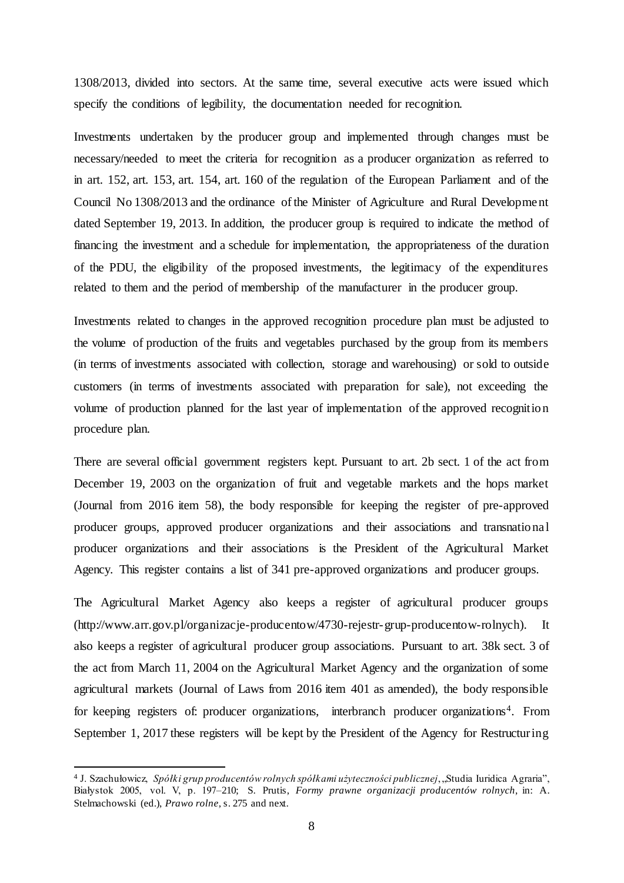1308/2013, divided into sectors. At the same time, several executive acts were issued which specify the conditions of legibility, the documentation needed for recognition.

Investments undertaken by the producer group and implemented through changes must be necessary/needed to meet the criteria for recognition as a producer organization as referred to in art. 152, art. 153, art. 154, art. 160 of the regulation of the European Parliament and of the Council No 1308/2013 and the ordinance of the Minister of Agriculture and Rural Development dated September 19, 2013. In addition, the producer group is required to indicate the method of financing the investment and a schedule for implementation, the appropriateness of the duration of the PDU, the eligibility of the proposed investments, the legitimacy of the expenditures related to them and the period of membership of the manufacturer in the producer group.

Investments related to changes in the approved recognition procedure plan must be adjusted to the volume of production of the fruits and vegetables purchased by the group from its members (in terms of investments associated with collection, storage and warehousing) or sold to outside customers (in terms of investments associated with preparation for sale), not exceeding the volume of production planned for the last year of implementation of the approved recognition procedure plan.

There are several official government registers kept. Pursuant to art. 2b sect. 1 of the act from December 19, 2003 on the organization of fruit and vegetable markets and the hops market (Journal from 2016 item 58), the body responsible for keeping the register of pre-approved producer groups, approved producer organizations and their associations and transnational producer organizations and their associations is the President of the Agricultural Market Agency. This register contains a list of 341 pre-approved organizations and producer groups.

The Agricultural Market Agency also keeps a register of agricultural producer groups (http://www.arr.gov.pl/organizacje-producentow/4730-rejestr-grup-producentow-rolnych). It also keeps a register of agricultural producer group associations. Pursuant to art. 38k sect. 3 of the act from March 11, 2004 on the Agricultural Market Agency and the organization of some agricultural markets (Journal of Laws from 2016 item 401 as amended), the body responsible for keeping registers of: producer organizations, interbranch producer organizations[4]. From September 1, 2017 these registers will be kept by the President of the Agency for Restructuring

---

[4] J. Szachułowicz, *Spółki grup producentów rolnych spółkami użyteczności publicznej*, „Studia Iuridica Agraria", Białystok 2005, vol. V, p. 197–210; S. Prutis, *Formy prawne organizacji producentów rolnych*, in: A. Stelmachowski (ed.), *Prawo rolne*, s. 275 and next.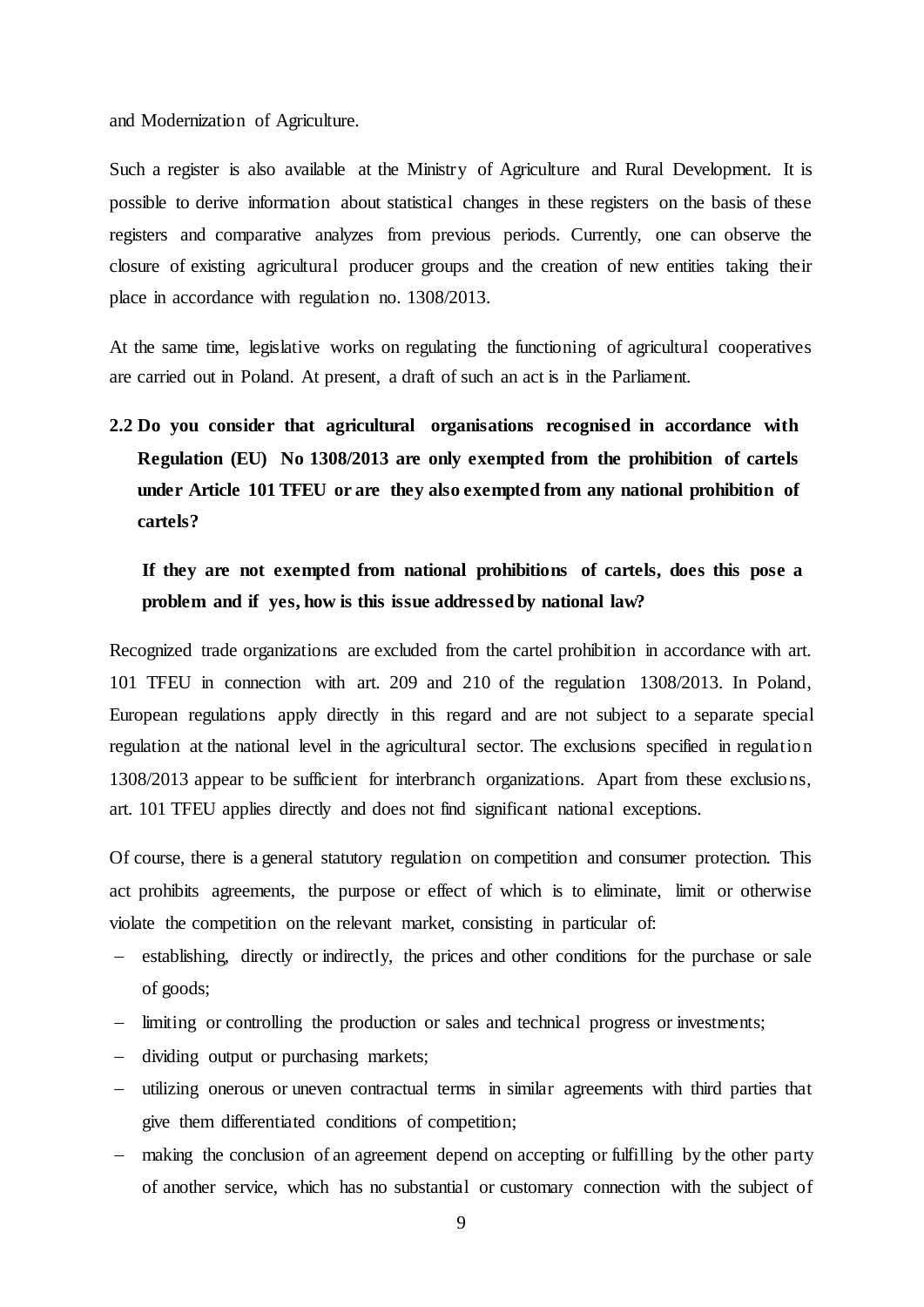and Modernization of Agriculture.

Such a register is also available at the Ministry of Agriculture and Rural Development. It is possible to derive information about statistical changes in these registers on the basis of these registers and comparative analyzes from previous periods. Currently, one can observe the closure of existing agricultural producer groups and the creation of new entities taking their place in accordance with regulation no. 1308/2013.

At the same time, legislative works on regulating the functioning of agricultural cooperatives are carried out in Poland. At present, a draft of such an act is in the Parliament.

**2.2 Do you consider that agricultural organisations recognised in accordance with Regulation (EU) No 1308/2013 are only exempted from the prohibition of cartels under Article 101 TFEU or are they also exempted from any national prohibition of cartels?**

**If they are not exempted from national prohibitions of cartels, does this pose a problem and if yes, how is this issue addressed by national law?**

Recognized trade organizations are excluded from the cartel prohibition in accordance with art. 101 TFEU in connection with art. 209 and 210 of the regulation 1308/2013. In Poland, European regulations apply directly in this regard and are not subject to a separate special regulation at the national level in the agricultural sector. The exclusions specified in regulation 1308/2013 appear to be sufficient for interbranch organizations. Apart from these exclusions, art. 101 TFEU applies directly and does not find significant national exceptions.

Of course, there is a general statutory regulation on competition and consumer protection. This act prohibits agreements, the purpose or effect of which is to eliminate, limit or otherwise violate the competition on the relevant market, consisting in particular of:

- establishing, directly or indirectly, the prices and other conditions for the purchase or sale of goods;
- limiting or controlling the production or sales and technical progress or investments;
- dividing output or purchasing markets;
- utilizing onerous or uneven contractual terms in similar agreements with third parties that give them differentiated conditions of competition;
- making the conclusion of an agreement depend on accepting or fulfilling by the other party of another service, which has no substantial or customary connection with the subject of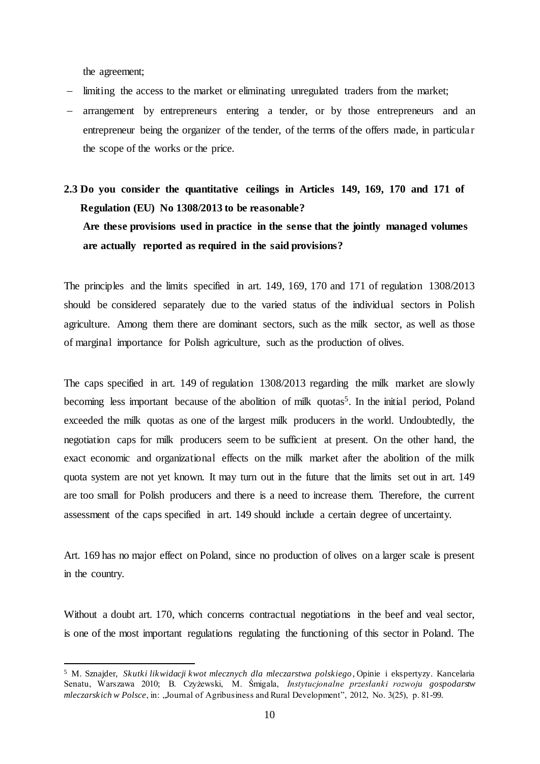the agreement;

- limiting the access to the market or eliminating unregulated traders from the market;
- arrangement by entrepreneurs entering a tender, or by those entrepreneurs and an entrepreneur being the organizer of the tender, of the terms of the offers made, in particular the scope of the works or the price.

### 2.3 Do you consider the quantitative ceilings in Articles 149, 169, 170 and 171 of Regulation (EU) No 1308/2013 to be reasonable? Are these provisions used in practice in the sense that the jointly managed volumes are actually reported as required in the said provisions?

The principles and the limits specified in art. 149, 169, 170 and 171 of regulation 1308/2013 should be considered separately due to the varied status of the individual sectors in Polish agriculture. Among them there are dominant sectors, such as the milk sector, as well as those of marginal importance for Polish agriculture, such as the production of olives.

The caps specified in art. 149 of regulation 1308/2013 regarding the milk market are slowly becoming less important because of the abolition of milk quotas[5]. In the initial period, Poland exceeded the milk quotas as one of the largest milk producers in the world. Undoubtedly, the negotiation caps for milk producers seem to be sufficient at present. On the other hand, the exact economic and organizational effects on the milk market after the abolition of the milk quota system are not yet known. It may turn out in the future that the limits set out in art. 149 are too small for Polish producers and there is a need to increase them. Therefore, the current assessment of the caps specified in art. 149 should include a certain degree of uncertainty.

Art. 169 has no major effect on Poland, since no production of olives on a larger scale is present in the country.

Without a doubt art. 170, which concerns contractual negotiations in the beef and veal sector, is one of the most important regulations regulating the functioning of this sector in Poland. The

---

[5] M. Sznajder, *Skutki likwidacji kwot mlecznych dla mleczarstwa polskiego*, Opinie i ekspertyzy. Kancelaria Senatu, Warszawa 2010; B. Czyżewski, M. Śmigala, *Instytucjonalne przesłanki rozwoju gospodarstw mleczarskich w Polsce*, in: „Journal of Agribusiness and Rural Development”, 2012, No. 3(25), p. 81-99.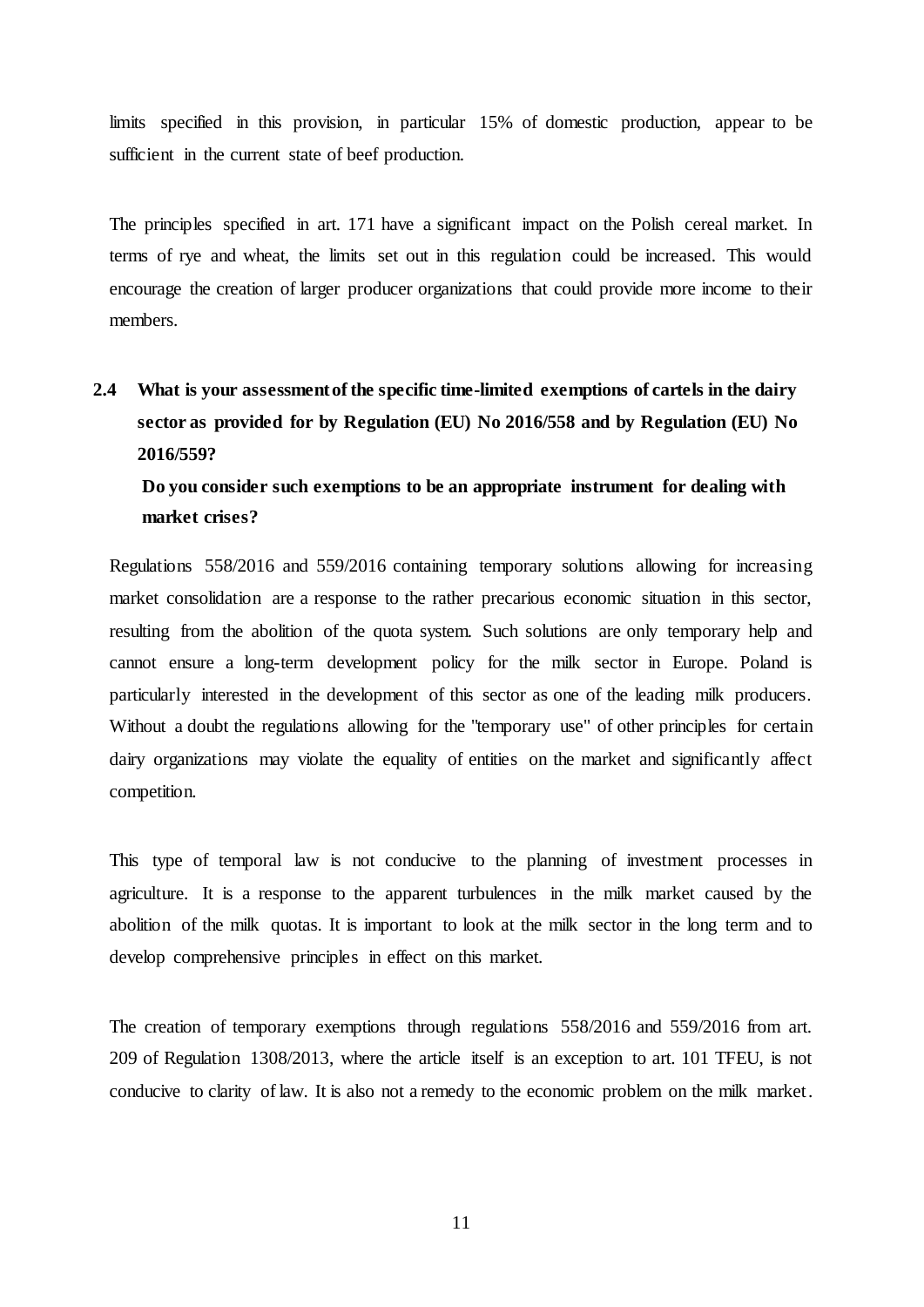limits specified in this provision, in particular 15% of domestic production, appear to be sufficient in the current state of beef production.

The principles specified in art. 171 have a significant impact on the Polish cereal market. In terms of rye and wheat, the limits set out in this regulation could be increased. This would encourage the creation of larger producer organizations that could provide more income to their members.

## 2.4 What is your assessment of the specific time-limited exemptions of cartels in the dairy sector as provided for by Regulation (EU) No 2016/558 and by Regulation (EU) No 2016/559?

**Do you consider such exemptions to be an appropriate instrument for dealing with market crises?**

Regulations 558/2016 and 559/2016 containing temporary solutions allowing for increasing market consolidation are a response to the rather precarious economic situation in this sector, resulting from the abolition of the quota system. Such solutions are only temporary help and cannot ensure a long-term development policy for the milk sector in Europe. Poland is particularly interested in the development of this sector as one of the leading milk producers. Without a doubt the regulations allowing for the "temporary use" of other principles for certain dairy organizations may violate the equality of entities on the market and significantly affect competition.

This type of temporal law is not conducive to the planning of investment processes in agriculture. It is a response to the apparent turbulences in the milk market caused by the abolition of the milk quotas. It is important to look at the milk sector in the long term and to develop comprehensive principles in effect on this market.

The creation of temporary exemptions through regulations 558/2016 and 559/2016 from art. 209 of Regulation 1308/2013, where the article itself is an exception to art. 101 TFEU, is not conducive to clarity of law. It is also not a remedy to the economic problem on the milk market.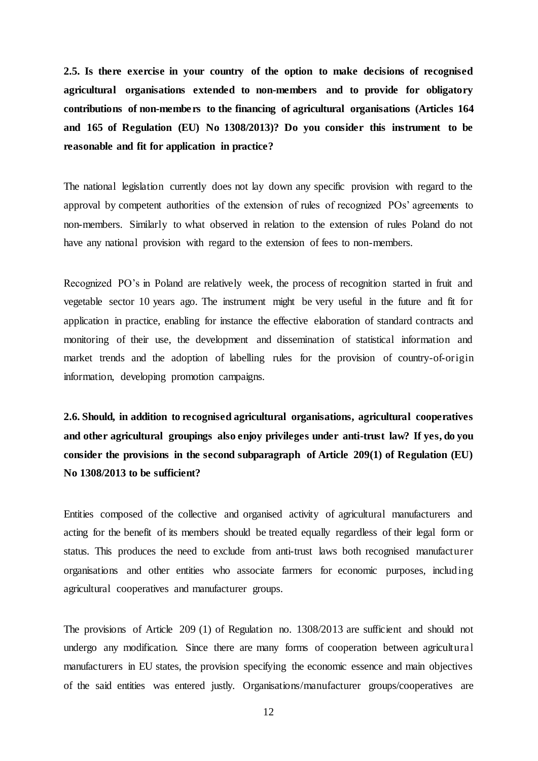**2.5. Is there exercise in your country of the option to make decisions of recognised agricultural organisations extended to non-members and to provide for obligatory contributions of non-members to the financing of agricultural organisations (Articles 164 and 165 of Regulation (EU) No 1308/2013)? Do you consider this instrument to be reasonable and fit for application in practice?**

The national legislation currently does not lay down any specific provision with regard to the approval by competent authorities of the extension of rules of recognized POs' agreements to non-members. Similarly to what observed in relation to the extension of rules Poland do not have any national provision with regard to the extension of fees to non-members.

Recognized PO's in Poland are relatively week, the process of recognition started in fruit and vegetable sector 10 years ago. The instrument might be very useful in the future and fit for application in practice, enabling for instance the effective elaboration of standard contracts and monitoring of their use, the development and dissemination of statistical information and market trends and the adoption of labelling rules for the provision of country-of-origin information, developing promotion campaigns.

**2.6. Should, in addition to recognised agricultural organisations, agricultural cooperatives and other agricultural groupings also enjoy privileges under anti-trust law? If yes, do you consider the provisions in the second subparagraph of Article 209(1) of Regulation (EU) No 1308/2013 to be sufficient?**

Entities composed of the collective and organised activity of agricultural manufacturers and acting for the benefit of its members should be treated equally regardless of their legal form or status. This produces the need to exclude from anti-trust laws both recognised manufacturer organisations and other entities who associate farmers for economic purposes, including agricultural cooperatives and manufacturer groups.

The provisions of Article 209 (1) of Regulation no. 1308/2013 are sufficient and should not undergo any modification. Since there are many forms of cooperation between agricultural manufacturers in EU states, the provision specifying the economic essence and main objectives of the said entities was entered justly. Organisations/manufacturer groups/cooperatives are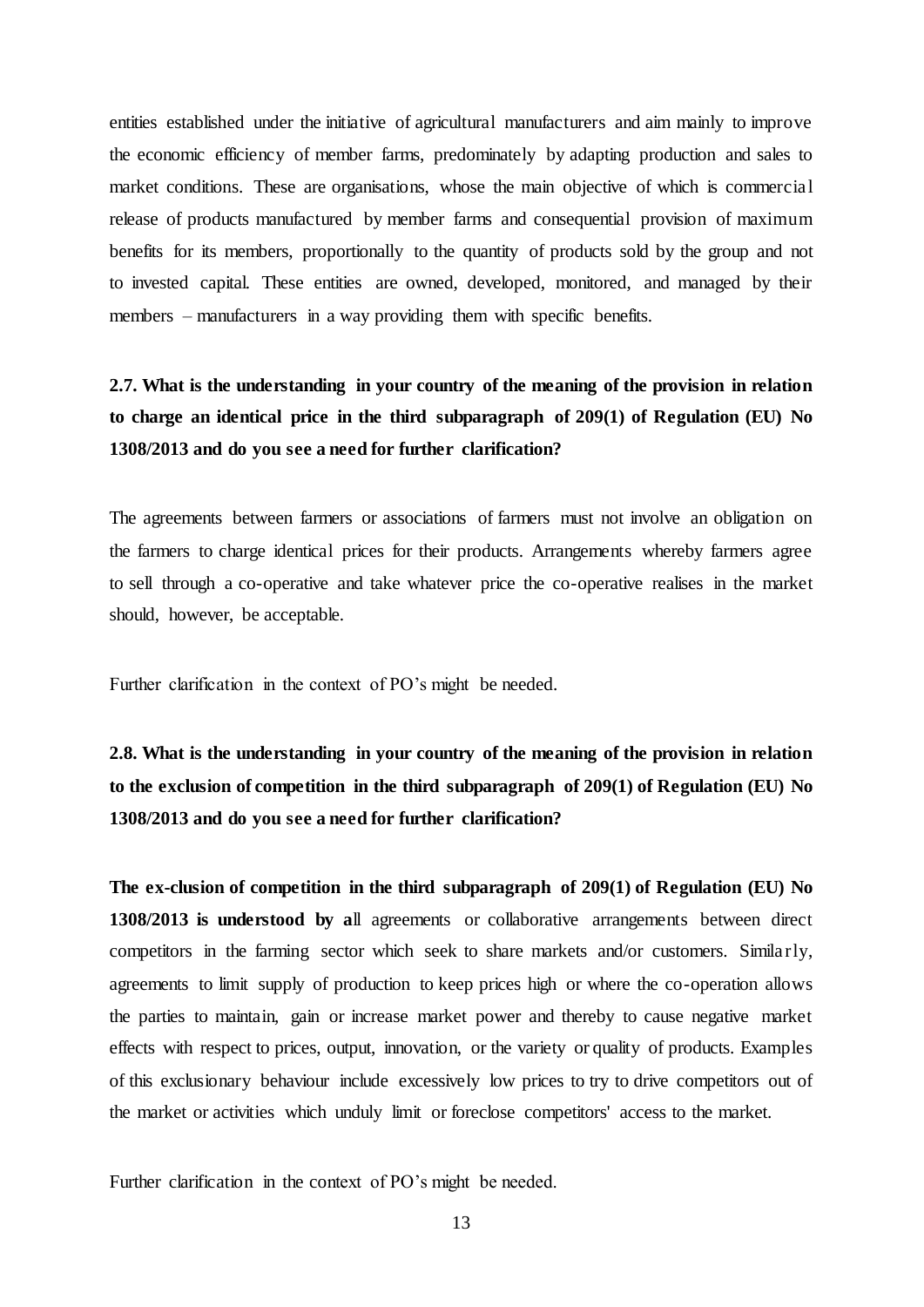entities established under the initiative of agricultural manufacturers and aim mainly to improve the economic efficiency of member farms, predominately by adapting production and sales to market conditions. These are organisations, whose the main objective of which is commercial release of products manufactured by member farms and consequential provision of maximum benefits for its members, proportionally to the quantity of products sold by the group and not to invested capital. These entities are owned, developed, monitored, and managed by their members – manufacturers in a way providing them with specific benefits.

**2.7. What is the understanding in your country of the meaning of the provision in relation to charge an identical price in the third subparagraph of 209(1) of Regulation (EU) No 1308/2013 and do you see a need for further clarification?**

The agreements between farmers or associations of farmers must not involve an obligation on the farmers to charge identical prices for their products. Arrangements whereby farmers agree to sell through a co-operative and take whatever price the co-operative realises in the market should, however, be acceptable.

Further clarification in the context of PO's might be needed.

**2.8. What is the understanding in your country of the meaning of the provision in relation to the exclusion of competition in the third subparagraph of 209(1) of Regulation (EU) No 1308/2013 and do you see a need for further clarification?**

**The ex-clusion of competition in the third subparagraph of 209(1) of Regulation (EU) No 1308/2013 is understood by a**ll agreements or collaborative arrangements between direct competitors in the farming sector which seek to share markets and/or customers. Similarly, agreements to limit supply of production to keep prices high or where the co-operation allows the parties to maintain, gain or increase market power and thereby to cause negative market effects with respect to prices, output, innovation, or the variety or quality of products. Examples of this exclusionary behaviour include excessively low prices to try to drive competitors out of the market or activities which unduly limit or foreclose competitors' access to the market.

Further clarification in the context of PO's might be needed.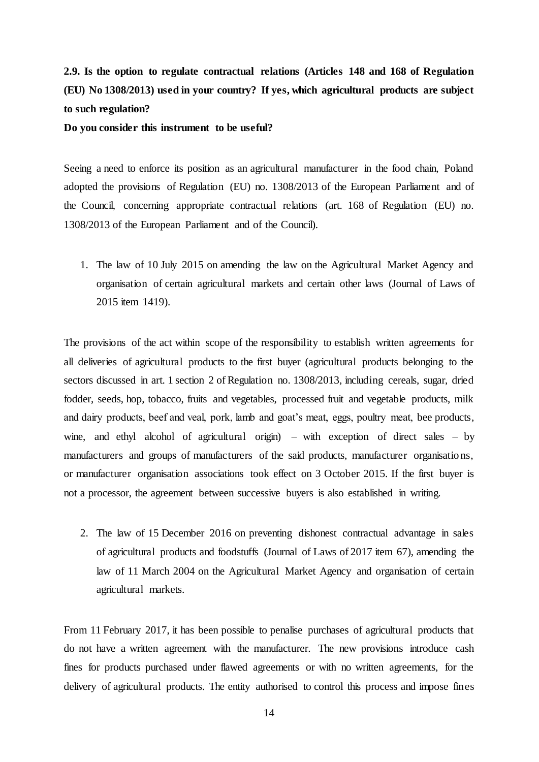**2.9. Is the option to regulate contractual relations (Articles 148 and 168 of Regulation (EU) No 1308/2013) used in your country? If yes, which agricultural products are subject to such regulation?**

**Do you consider this instrument to be useful?**

Seeing a need to enforce its position as an agricultural manufacturer in the food chain, Poland adopted the provisions of Regulation (EU) no. 1308/2013 of the European Parliament and of the Council, concerning appropriate contractual relations (art. 168 of Regulation (EU) no. 1308/2013 of the European Parliament and of the Council).

1. The law of 10 July 2015 on amending the law on the Agricultural Market Agency and organisation of certain agricultural markets and certain other laws (Journal of Laws of 2015 item 1419).

The provisions of the act within scope of the responsibility to establish written agreements for all deliveries of agricultural products to the first buyer (agricultural products belonging to the sectors discussed in art. 1 section 2 of Regulation no. 1308/2013, including cereals, sugar, dried fodder, seeds, hop, tobacco, fruits and vegetables, processed fruit and vegetable products, milk and dairy products, beef and veal, pork, lamb and goat's meat, eggs, poultry meat, bee products, wine, and ethyl alcohol of agricultural origin) – with exception of direct sales – by manufacturers and groups of manufacturers of the said products, manufacturer organisations, or manufacturer organisation associations took effect on 3 October 2015. If the first buyer is not a processor, the agreement between successive buyers is also established in writing.

2. The law of 15 December 2016 on preventing dishonest contractual advantage in sales of agricultural products and foodstuffs (Journal of Laws of 2017 item 67), amending the law of 11 March 2004 on the Agricultural Market Agency and organisation of certain agricultural markets.

From 11 February 2017, it has been possible to penalise purchases of agricultural products that do not have a written agreement with the manufacturer. The new provisions introduce cash fines for products purchased under flawed agreements or with no written agreements, for the delivery of agricultural products. The entity authorised to control this process and impose fines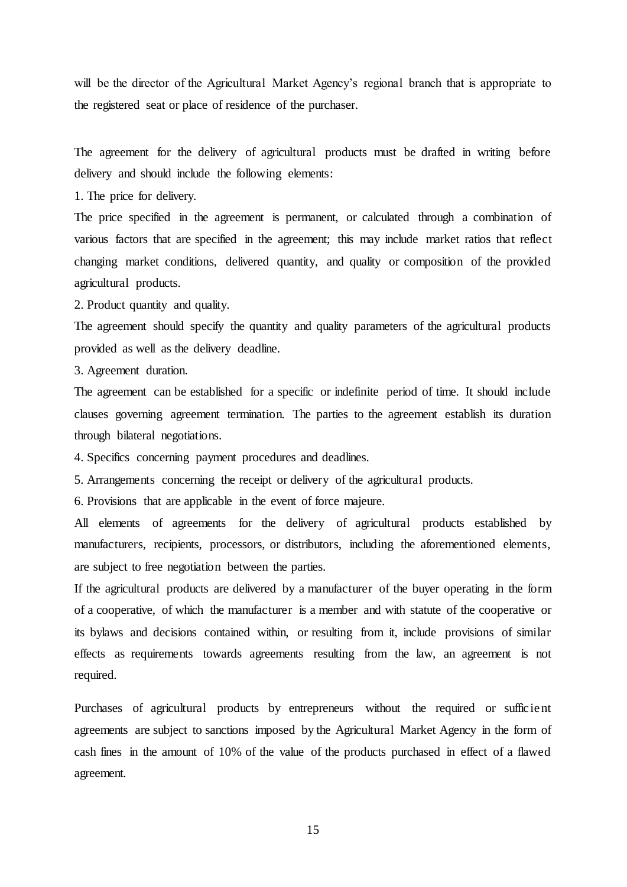will be the director of the Agricultural Market Agency's regional branch that is appropriate to the registered seat or place of residence of the purchaser.

The agreement for the delivery of agricultural products must be drafted in writing before delivery and should include the following elements:

1. The price for delivery.

The price specified in the agreement is permanent, or calculated through a combination of various factors that are specified in the agreement; this may include market ratios that reflect changing market conditions, delivered quantity, and quality or composition of the provided agricultural products.

2. Product quantity and quality.

The agreement should specify the quantity and quality parameters of the agricultural products provided as well as the delivery deadline.

3. Agreement duration.

The agreement can be established for a specific or indefinite period of time. It should include clauses governing agreement termination. The parties to the agreement establish its duration through bilateral negotiations.

4. Specifics concerning payment procedures and deadlines.

5. Arrangements concerning the receipt or delivery of the agricultural products.

6. Provisions that are applicable in the event of force majeure.

All elements of agreements for the delivery of agricultural products established by manufacturers, recipients, processors, or distributors, including the aforementioned elements, are subject to free negotiation between the parties.

If the agricultural products are delivered by a manufacturer of the buyer operating in the form of a cooperative, of which the manufacturer is a member and with statute of the cooperative or its bylaws and decisions contained within, or resulting from it, include provisions of similar effects as requirements towards agreements resulting from the law, an agreement is not required.

Purchases of agricultural products by entrepreneurs without the required or sufficient agreements are subject to sanctions imposed by the Agricultural Market Agency in the form of cash fines in the amount of 10% of the value of the products purchased in effect of a flawed agreement.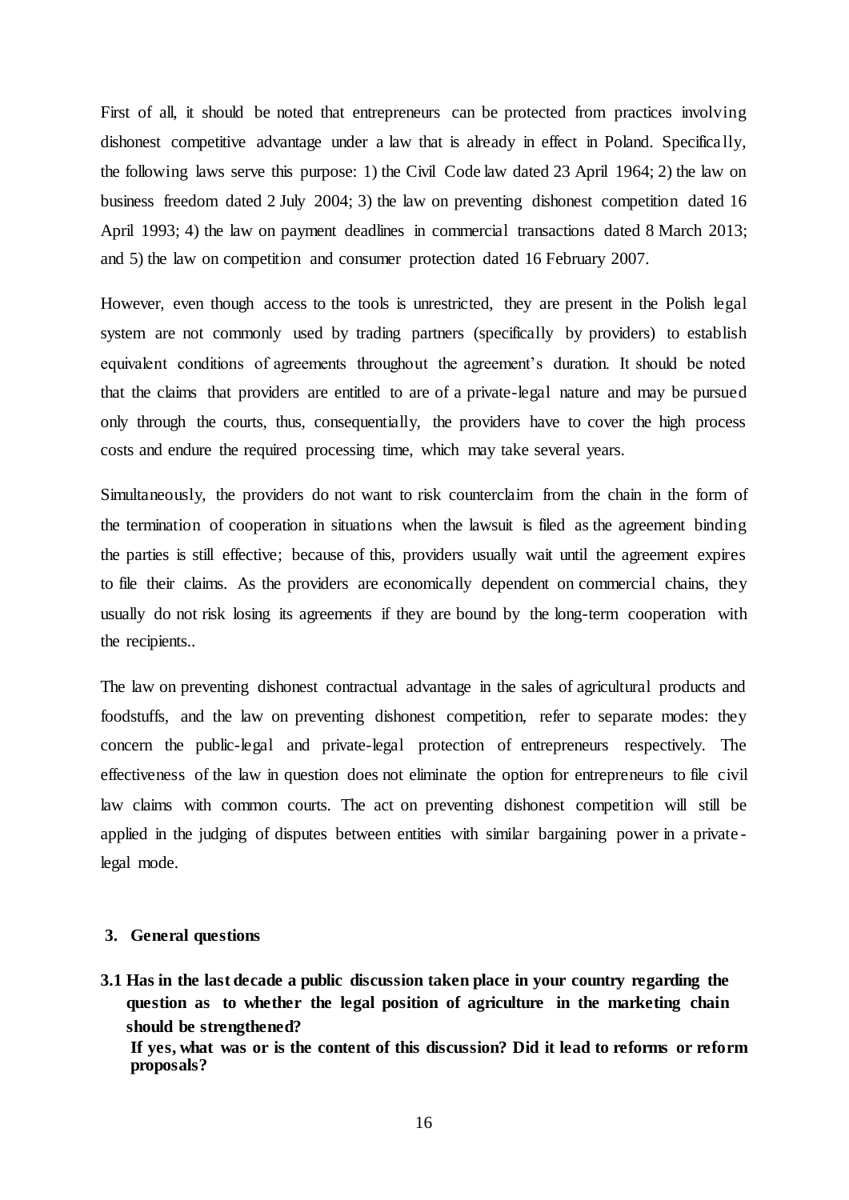First of all, it should be noted that entrepreneurs can be protected from practices involving dishonest competitive advantage under a law that is already in effect in Poland. Specifically, the following laws serve this purpose: 1) the Civil Code law dated 23 April 1964; 2) the law on business freedom dated 2 July 2004; 3) the law on preventing dishonest competition dated 16 April 1993; 4) the law on payment deadlines in commercial transactions dated 8 March 2013; and 5) the law on competition and consumer protection dated 16 February 2007.

However, even though access to the tools is unrestricted, they are present in the Polish legal system are not commonly used by trading partners (specifically by providers) to establish equivalent conditions of agreements throughout the agreement's duration. It should be noted that the claims that providers are entitled to are of a private-legal nature and may be pursued only through the courts, thus, consequentially, the providers have to cover the high process costs and endure the required processing time, which may take several years.

Simultaneously, the providers do not want to risk counterclaim from the chain in the form of the termination of cooperation in situations when the lawsuit is filed as the agreement binding the parties is still effective; because of this, providers usually wait until the agreement expires to file their claims. As the providers are economically dependent on commercial chains, they usually do not risk losing its agreements if they are bound by the long-term cooperation with the recipients..

The law on preventing dishonest contractual advantage in the sales of agricultural products and foodstuffs, and the law on preventing dishonest competition, refer to separate modes: they concern the public-legal and private-legal protection of entrepreneurs respectively. The effectiveness of the law in question does not eliminate the option for entrepreneurs to file civil law claims with common courts. The act on preventing dishonest competition will still be applied in the judging of disputes between entities with similar bargaining power in a private-legal mode.

## 3. General questions

**3.1 Has in the last decade a public discussion taken place in your country regarding the question as to whether the legal position of agriculture in the marketing chain should be strengthened?**

**If yes, what was or is the content of this discussion? Did it lead to reforms or reform proposals?**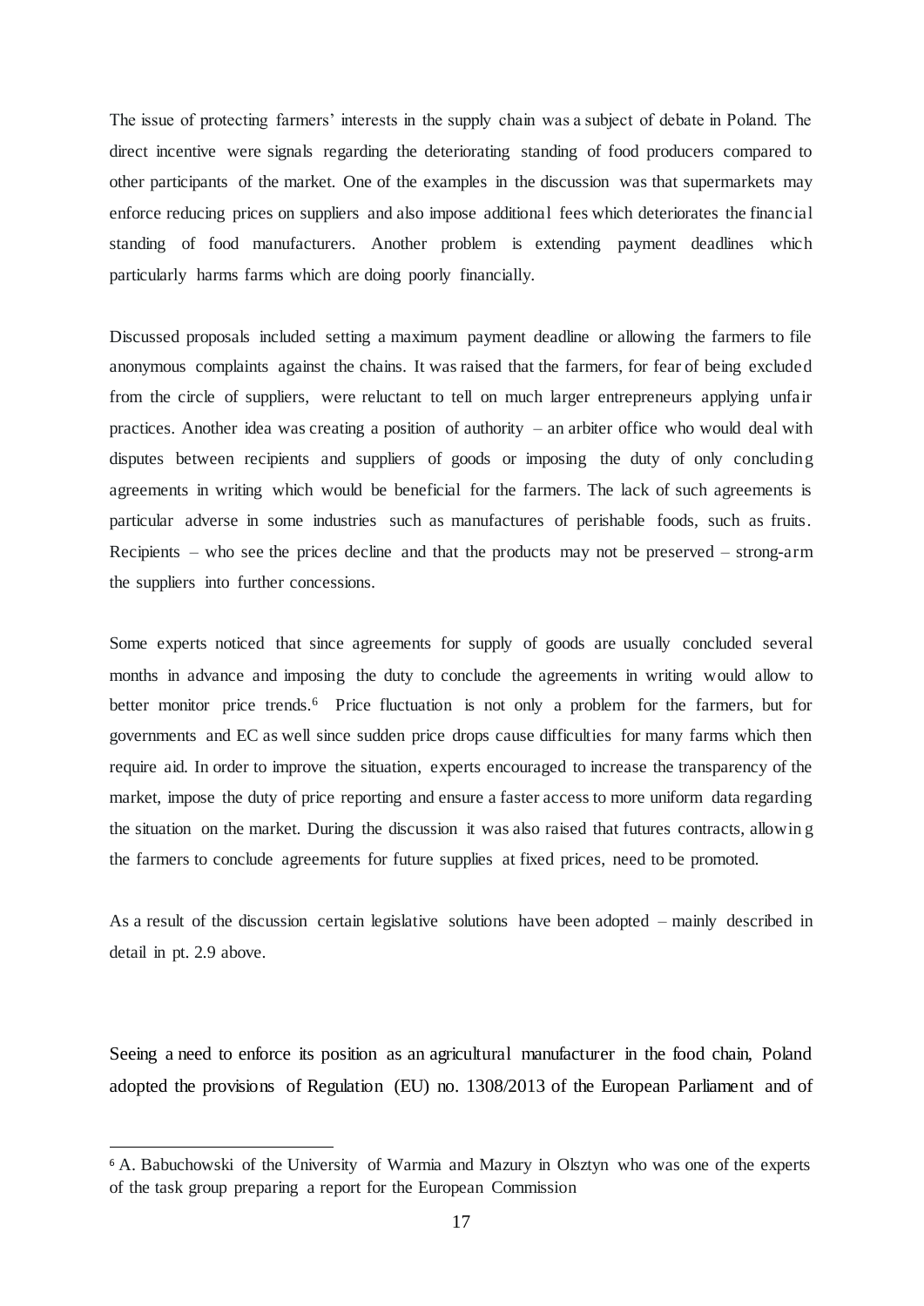The issue of protecting farmers' interests in the supply chain was a subject of debate in Poland. The direct incentive were signals regarding the deteriorating standing of food producers compared to other participants of the market. One of the examples in the discussion was that supermarkets may enforce reducing prices on suppliers and also impose additional fees which deteriorates the financial standing of food manufacturers. Another problem is extending payment deadlines which particularly harms farms which are doing poorly financially.

Discussed proposals included setting a maximum payment deadline or allowing the farmers to file anonymous complaints against the chains. It was raised that the farmers, for fear of being excluded from the circle of suppliers, were reluctant to tell on much larger entrepreneurs applying unfair practices. Another idea was creating a position of authority – an arbiter office who would deal with disputes between recipients and suppliers of goods or imposing the duty of only concluding agreements in writing which would be beneficial for the farmers. The lack of such agreements is particular adverse in some industries such as manufactures of perishable foods, such as fruits. Recipients – who see the prices decline and that the products may not be preserved – strong-arm the suppliers into further concessions.

Some experts noticed that since agreements for supply of goods are usually concluded several months in advance and imposing the duty to conclude the agreements in writing would allow to better monitor price trends.[6] Price fluctuation is not only a problem for the farmers, but for governments and EC as well since sudden price drops cause difficulties for many farms which then require aid. In order to improve the situation, experts encouraged to increase the transparency of the market, impose the duty of price reporting and ensure a faster access to more uniform data regarding the situation on the market. During the discussion it was also raised that futures contracts, allowing the farmers to conclude agreements for future supplies at fixed prices, need to be promoted.

As a result of the discussion certain legislative solutions have been adopted – mainly described in detail in pt. 2.9 above.

Seeing a need to enforce its position as an agricultural manufacturer in the food chain, Poland adopted the provisions of Regulation (EU) no. 1308/2013 of the European Parliament and of

[6] A. Babuchowski of the University of Warmia and Mazury in Olsztyn who was one of the experts of the task group preparing a report for the European Commission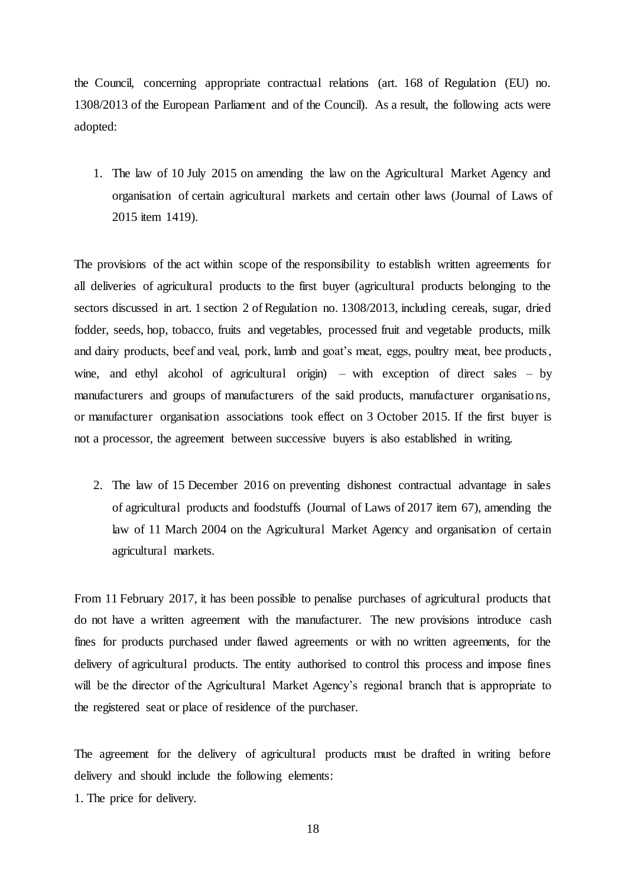the Council, concerning appropriate contractual relations (art. 168 of Regulation (EU) no. 1308/2013 of the European Parliament and of the Council). As a result, the following acts were adopted:

1. The law of 10 July 2015 on amending the law on the Agricultural Market Agency and organisation of certain agricultural markets and certain other laws (Journal of Laws of 2015 item 1419).

The provisions of the act within scope of the responsibility to establish written agreements for all deliveries of agricultural products to the first buyer (agricultural products belonging to the sectors discussed in art. 1 section 2 of Regulation no. 1308/2013, including cereals, sugar, dried fodder, seeds, hop, tobacco, fruits and vegetables, processed fruit and vegetable products, milk and dairy products, beef and veal, pork, lamb and goat's meat, eggs, poultry meat, bee products, wine, and ethyl alcohol of agricultural origin) – with exception of direct sales – by manufacturers and groups of manufacturers of the said products, manufacturer organisations, or manufacturer organisation associations took effect on 3 October 2015. If the first buyer is not a processor, the agreement between successive buyers is also established in writing.

2. The law of 15 December 2016 on preventing dishonest contractual advantage in sales of agricultural products and foodstuffs (Journal of Laws of 2017 item 67), amending the law of 11 March 2004 on the Agricultural Market Agency and organisation of certain agricultural markets.

From 11 February 2017, it has been possible to penalise purchases of agricultural products that do not have a written agreement with the manufacturer. The new provisions introduce cash fines for products purchased under flawed agreements or with no written agreements, for the delivery of agricultural products. The entity authorised to control this process and impose fines will be the director of the Agricultural Market Agency's regional branch that is appropriate to the registered seat or place of residence of the purchaser.

The agreement for the delivery of agricultural products must be drafted in writing before delivery and should include the following elements:

1. The price for delivery.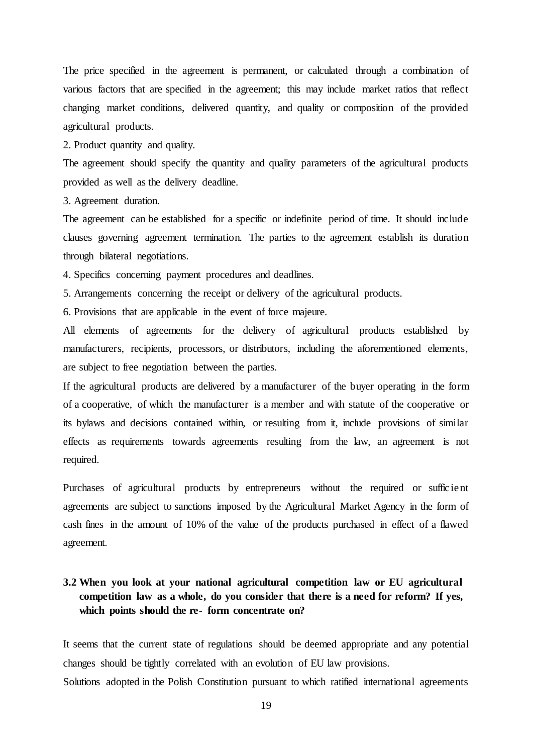The price specified in the agreement is permanent, or calculated through a combination of various factors that are specified in the agreement; this may include market ratios that reflect changing market conditions, delivered quantity, and quality or composition of the provided agricultural products.

2. Product quantity and quality.

The agreement should specify the quantity and quality parameters of the agricultural products provided as well as the delivery deadline.

3. Agreement duration.

The agreement can be established for a specific or indefinite period of time. It should include clauses governing agreement termination. The parties to the agreement establish its duration through bilateral negotiations.

4. Specifics concerning payment procedures and deadlines.

5. Arrangements concerning the receipt or delivery of the agricultural products.

6. Provisions that are applicable in the event of force majeure.

All elements of agreements for the delivery of agricultural products established by manufacturers, recipients, processors, or distributors, including the aforementioned elements, are subject to free negotiation between the parties.

If the agricultural products are delivered by a manufacturer of the buyer operating in the form of a cooperative, of which the manufacturer is a member and with statute of the cooperative or its bylaws and decisions contained within, or resulting from it, include provisions of similar effects as requirements towards agreements resulting from the law, an agreement is not required.

Purchases of agricultural products by entrepreneurs without the required or sufficient agreements are subject to sanctions imposed by the Agricultural Market Agency in the form of cash fines in the amount of 10% of the value of the products purchased in effect of a flawed agreement.

### 3.2 When you look at your national agricultural competition law or EU agricultural competition law as a whole, do you consider that there is a need for reform? If yes, which points should the re- form concentrate on?

It seems that the current state of regulations should be deemed appropriate and any potential changes should be tightly correlated with an evolution of EU law provisions.

Solutions adopted in the Polish Constitution pursuant to which ratified international agreements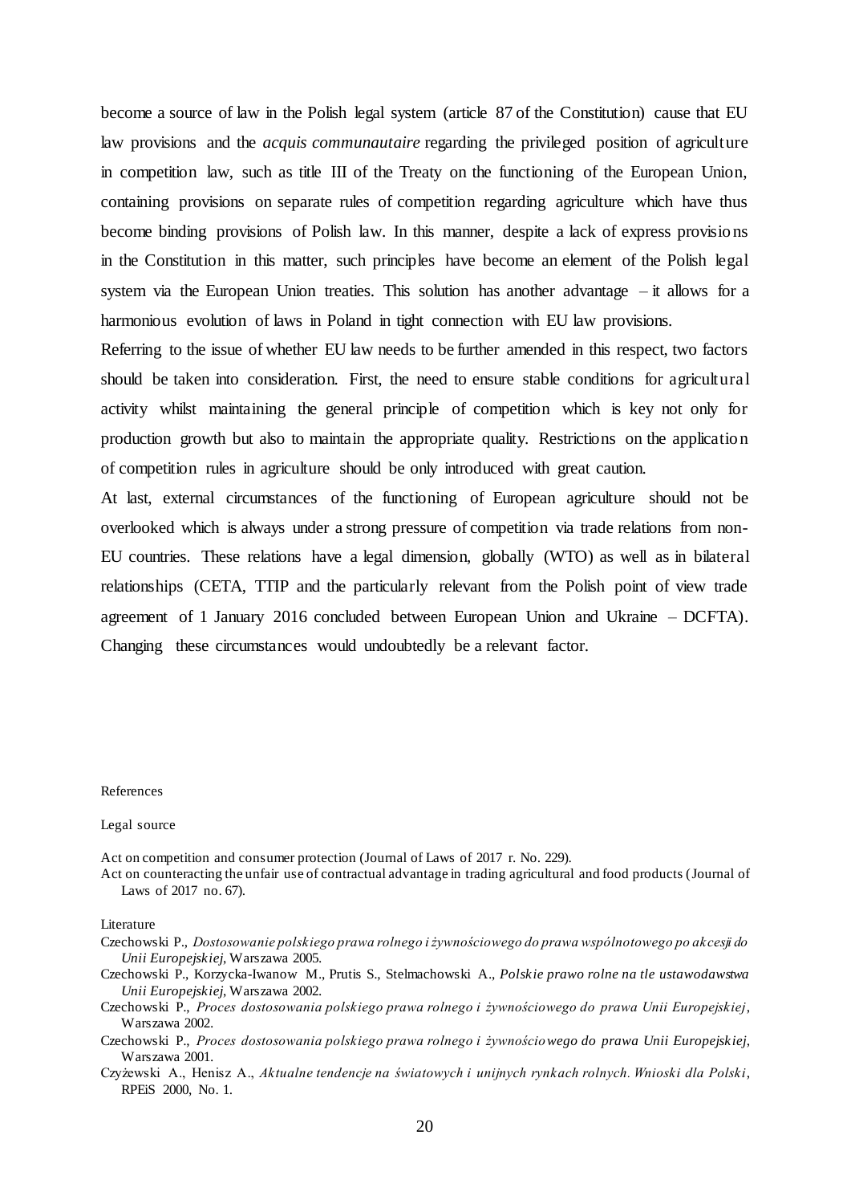become a source of law in the Polish legal system (article 87 of the Constitution) cause that EU law provisions and the *acquis communautaire* regarding the privileged position of agriculture in competition law, such as title III of the Treaty on the functioning of the European Union, containing provisions on separate rules of competition regarding agriculture which have thus become binding provisions of Polish law. In this manner, despite a lack of express provisions in the Constitution in this matter, such principles have become an element of the Polish legal system via the European Union treaties. This solution has another advantage – it allows for a harmonious evolution of laws in Poland in tight connection with EU law provisions.

Referring to the issue of whether EU law needs to be further amended in this respect, two factors should be taken into consideration. First, the need to ensure stable conditions for agricultural activity whilst maintaining the general principle of competition which is key not only for production growth but also to maintain the appropriate quality. Restrictions on the application of competition rules in agriculture should be only introduced with great caution.

At last, external circumstances of the functioning of European agriculture should not be overlooked which is always under a strong pressure of competition via trade relations from non-EU countries. These relations have a legal dimension, globally (WTO) as well as in bilateral relationships (CETA, TTIP and the particularly relevant from the Polish point of view trade agreement of 1 January 2016 concluded between European Union and Ukraine – DCFTA). Changing these circumstances would undoubtedly be a relevant factor.

References

Legal source

Act on competition and consumer protection (Journal of Laws of 2017 r. No. 229).

Act on counteracting the unfair use of contractual advantage in trading agricultural and food products (Journal of Laws of 2017 no. 67).

Literature

Czechowski P., *Dostosowanie polskiego prawa rolnego i żywnościowego do prawa wspólnotowego po akcesji do Unii Europejskiej*, Warszawa 2005.

Czechowski P., Korzycka-Iwanow M., Prutis S., Stelmachowski A., *Polskie prawo rolne na tle ustawodawstwa Unii Europejskiej*, Warszawa 2002.

Czechowski P., *Proces dostosowania polskiego prawa rolnego i żywnościowego do prawa Unii Europejskiej*, Warszawa 2002.

Czechowski P., *Proces dostosowania polskiego prawa rolnego i żywnościowego do prawa Unii Europejskiej*, Warszawa 2001.

Czyżewski A., Henisz A., *Aktualne tendencje na światowych i unijnych rynkach rolnych. Wnioski dla Polski*, RPEiS 2000, No. 1.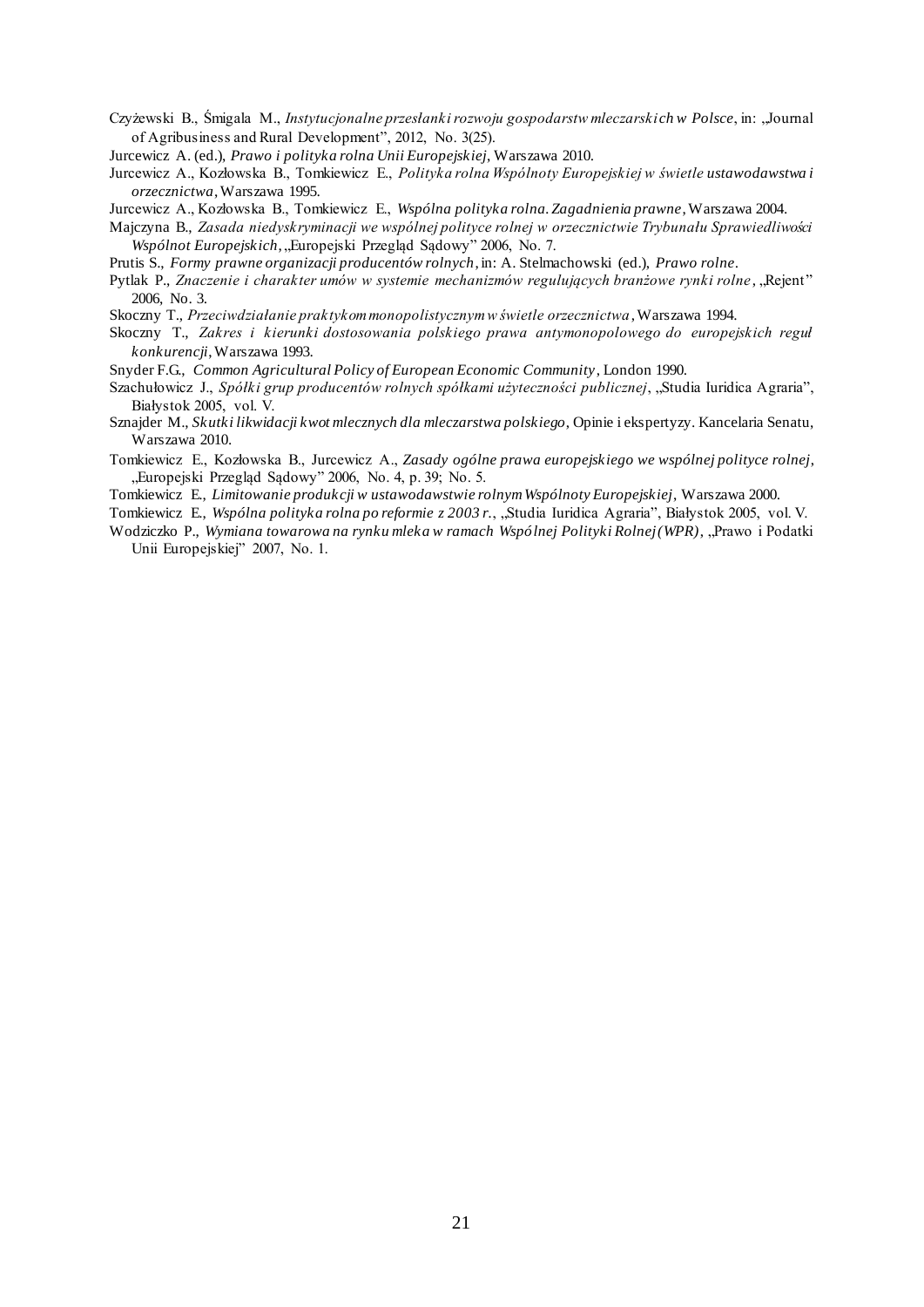Czyżewski B., Śmigala M., *Instytucjonalne przesłanki rozwoju gospodarstw mleczarskich w Polsce*, in: „Journal of Agribusiness and Rural Development", 2012, No. 3(25).

Jurcewicz A. (ed.), *Prawo i polityka rolna Unii Europejskiej*, Warszawa 2010.

Jurcewicz A., Kozłowska B., Tomkiewicz E., *Polityka rolna Wspólnoty Europejskiej w świetle ustawodawstwa i orzecznictwa*, Warszawa 1995.

Jurcewicz A., Kozłowska B., Tomkiewicz E., *Wspólna polityka rolna. Zagadnienia prawne*, Warszawa 2004.

Majczyna B., *Zasada niedyskryminacji we wspólnej polityce rolnej w orzecznictwie Trybunału Sprawiedliwości Wspólnot Europejskich*, „Europejski Przegląd Sądowy" 2006, No. 7.

Prutis S., *Formy prawne organizacji producentów rolnych*, in: A. Stelmachowski (ed.), *Prawo rolne*.

Pytlak P., *Znaczenie i charakter umów w systemie mechanizmów regulujących branżowe rynki rolne*, „Rejent" 2006, No. 3.

Skoczny T., *Przeciwdziałanie praktykom monopolistycznym w świetle orzecznictwa*, Warszawa 1994.

Skoczny T., *Zakres i kierunki dostosowania polskiego prawa antymonopolowego do europejskich reguł konkurencji*, Warszawa 1993.

Snyder F.G., *Common Agricultural Policy of European Economic Community*, London 1990.

Szachułowicz J., *Spółki grup producentów rolnych spółkami użyteczności publicznej*, „Studia Iuridica Agraria", Białystok 2005, vol. V.

Sznajder M., *Skutki likwidacji kwot mlecznych dla mleczarstwa polskiego*, Opinie i ekspertyzy. Kancelaria Senatu, Warszawa 2010.

Tomkiewicz E., Kozłowska B., Jurcewicz A., *Zasady ogólne prawa europejskiego we wspólnej polityce rolnej*, „Europejski Przegląd Sądowy" 2006, No. 4, p. 39; No. 5.

Tomkiewicz E., *Limitowanie produkcji w ustawodawstwie rolnym Wspólnoty Europejskiej*, Warszawa 2000.

Tomkiewicz E., *Wspólna polityka rolna po reformie z 2003 r.*, „Studia Iuridica Agraria", Białystok 2005, vol. V.

Wodziczko P., *Wymiana towarowa na rynku mleka w ramach Wspólnej Polityki Rolnej (WPR)*, „Prawo i Podatki Unii Europejskiej" 2007, No. 1.